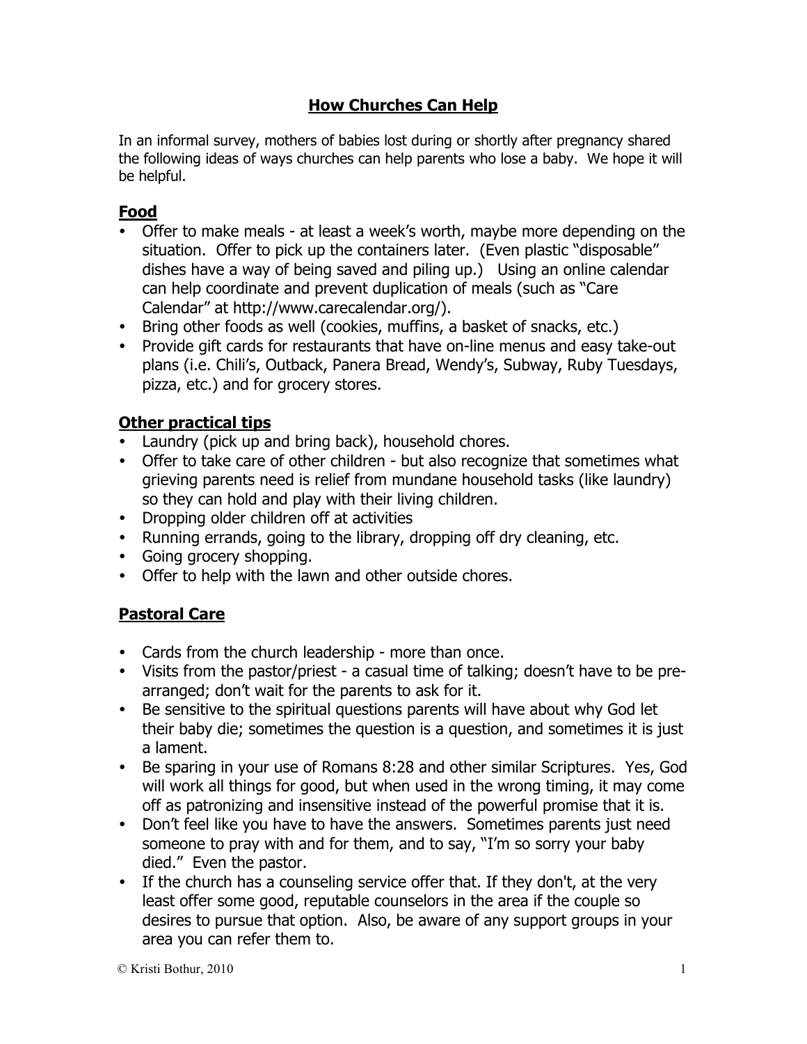# How Churches Can Help

In an informal survey, mothers of babies lost during or shortly after pregnancy shared the following ideas of ways churches can help parents who lose a baby. We hope it will be helpful.

## Food

- Offer to make meals - at least a week's worth, maybe more depending on the situation. Offer to pick up the containers later. (Even plastic "disposable" dishes have a way of being saved and piling up.) Using an online calendar can help coordinate and prevent duplication of meals (such as "Care Calendar" at http://www.carecalendar.org/).
- Bring other foods as well (cookies, muffins, a basket of snacks, etc.)
- Provide gift cards for restaurants that have on-line menus and easy take-out plans (i.e. Chili's, Outback, Panera Bread, Wendy's, Subway, Ruby Tuesdays, pizza, etc.) and for grocery stores.

## Other practical tips

- Laundry (pick up and bring back), household chores.
- Offer to take care of other children - but also recognize that sometimes what grieving parents need is relief from mundane household tasks (like laundry) so they can hold and play with their living children.
- Dropping older children off at activities
- Running errands, going to the library, dropping off dry cleaning, etc.
- Going grocery shopping.
- Offer to help with the lawn and other outside chores.

## Pastoral Care

- Cards from the church leadership - more than once.
- Visits from the pastor/priest - a casual time of talking; doesn't have to be pre-arranged; don't wait for the parents to ask for it.
- Be sensitive to the spiritual questions parents will have about why God let their baby die; sometimes the question is a question, and sometimes it is just a lament.
- Be sparing in your use of Romans 8:28 and other similar Scriptures. Yes, God will work all things for good, but when used in the wrong timing, it may come off as patronizing and insensitive instead of the powerful promise that it is.
- Don't feel like you have to have the answers. Sometimes parents just need someone to pray with and for them, and to say, "I'm so sorry your baby died." Even the pastor.
- If the church has a counseling service offer that. If they don't, at the very least offer some good, reputable counselors in the area if the couple so desires to pursue that option. Also, be aware of any support groups in your area you can refer them to.

© Kristi Bothur, 2010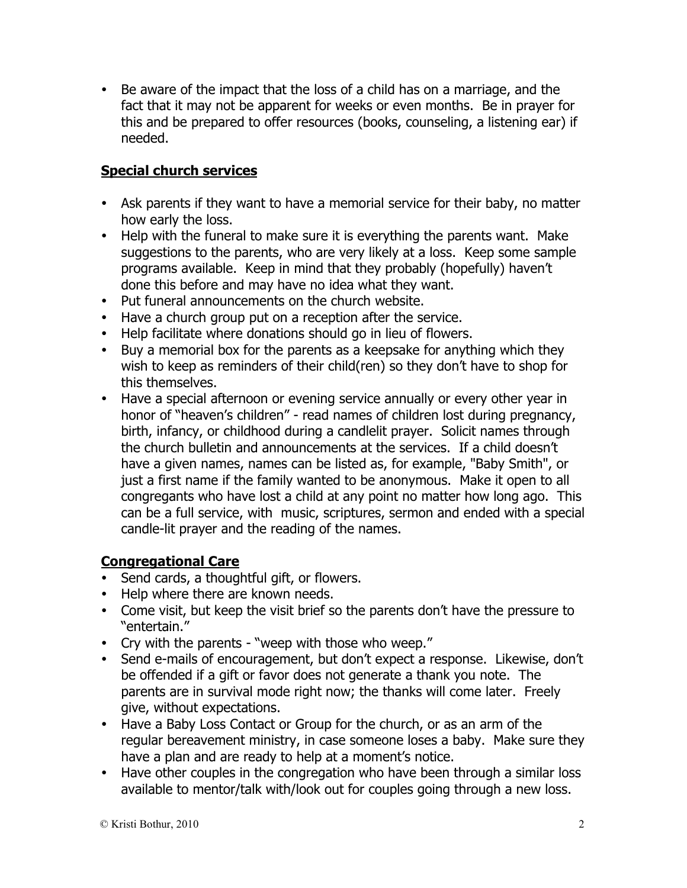- Be aware of the impact that the loss of a child has on a marriage, and the fact that it may not be apparent for weeks or even months. Be in prayer for this and be prepared to offer resources (books, counseling, a listening ear) if needed.

## **Special church services**

- Ask parents if they want to have a memorial service for their baby, no matter how early the loss.
- Help with the funeral to make sure it is everything the parents want. Make suggestions to the parents, who are very likely at a loss. Keep some sample programs available. Keep in mind that they probably (hopefully) haven't done this before and may have no idea what they want.
- Put funeral announcements on the church website.
- Have a church group put on a reception after the service.
- Help facilitate where donations should go in lieu of flowers.
- Buy a memorial box for the parents as a keepsake for anything which they wish to keep as reminders of their child(ren) so they don't have to shop for this themselves.
- Have a special afternoon or evening service annually or every other year in honor of "heaven's children" - read names of children lost during pregnancy, birth, infancy, or childhood during a candlelit prayer. Solicit names through the church bulletin and announcements at the services. If a child doesn't have a given names, names can be listed as, for example, "Baby Smith", or just a first name if the family wanted to be anonymous. Make it open to all congregants who have lost a child at any point no matter how long ago. This can be a full service, with music, scriptures, sermon and ended with a special candle-lit prayer and the reading of the names.

## **Congregational Care**

- Send cards, a thoughtful gift, or flowers.
- Help where there are known needs.
- Come visit, but keep the visit brief so the parents don't have the pressure to "entertain."
- Cry with the parents - "weep with those who weep."
- Send e-mails of encouragement, but don't expect a response. Likewise, don't be offended if a gift or favor does not generate a thank you note. The parents are in survival mode right now; the thanks will come later. Freely give, without expectations.
- Have a Baby Loss Contact or Group for the church, or as an arm of the regular bereavement ministry, in case someone loses a baby. Make sure they have a plan and are ready to help at a moment's notice.
- Have other couples in the congregation who have been through a similar loss available to mentor/talk with/look out for couples going through a new loss.

© Kristi Bothur, 2010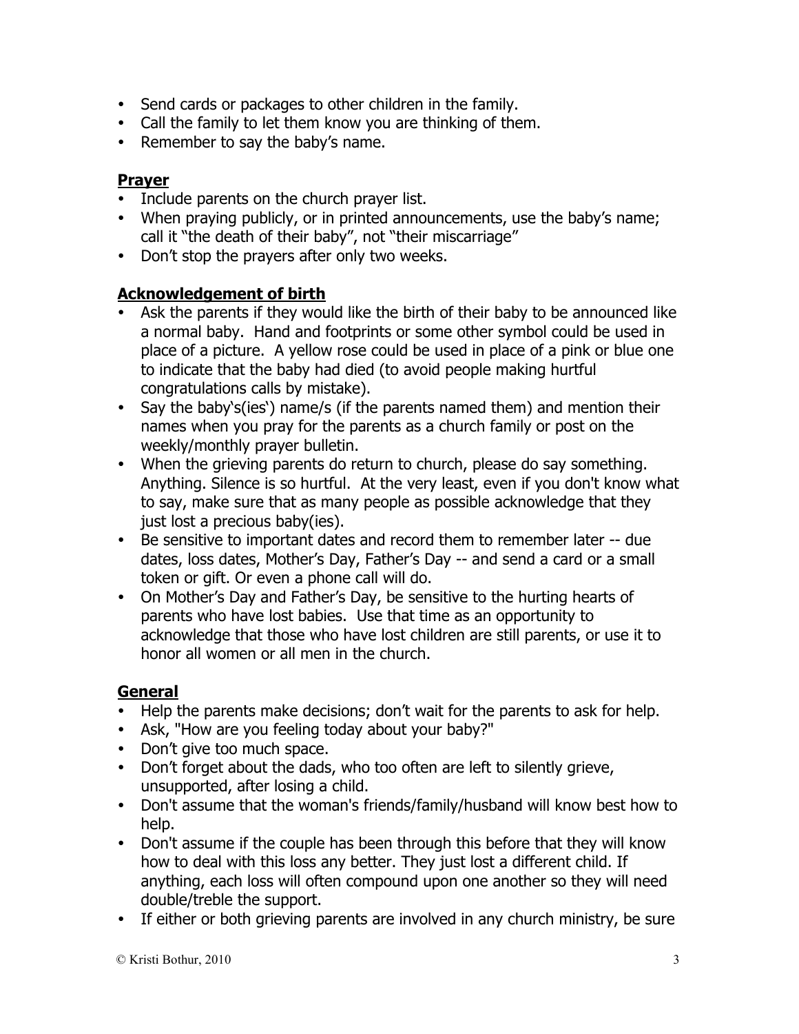- Send cards or packages to other children in the family.
- Call the family to let them know you are thinking of them.
- Remember to say the baby's name.

**Prayer**

- Include parents on the church prayer list.
- When praying publicly, or in printed announcements, use the baby's name; call it "the death of their baby", not "their miscarriage"
- Don't stop the prayers after only two weeks.

**Acknowledgement of birth**

- Ask the parents if they would like the birth of their baby to be announced like a normal baby. Hand and footprints or some other symbol could be used in place of a picture. A yellow rose could be used in place of a pink or blue one to indicate that the baby had died (to avoid people making hurtful congratulations calls by mistake).
- Say the baby's(ies') name/s (if the parents named them) and mention their names when you pray for the parents as a church family or post on the weekly/monthly prayer bulletin.
- When the grieving parents do return to church, please do say something. Anything. Silence is so hurtful. At the very least, even if you don't know what to say, make sure that as many people as possible acknowledge that they just lost a precious baby(ies).
- Be sensitive to important dates and record them to remember later -- due dates, loss dates, Mother's Day, Father's Day -- and send a card or a small token or gift. Or even a phone call will do.
- On Mother's Day and Father's Day, be sensitive to the hurting hearts of parents who have lost babies. Use that time as an opportunity to acknowledge that those who have lost children are still parents, or use it to honor all women or all men in the church.

**General**

- Help the parents make decisions; don't wait for the parents to ask for help.
- Ask, "How are you feeling today about your baby?"
- Don't give too much space.
- Don't forget about the dads, who too often are left to silently grieve, unsupported, after losing a child.
- Don't assume that the woman's friends/family/husband will know best how to help.
- Don't assume if the couple has been through this before that they will know how to deal with this loss any better. They just lost a different child. If anything, each loss will often compound upon one another so they will need double/treble the support.
- If either or both grieving parents are involved in any church ministry, be sure

© Kristi Bothur, 2010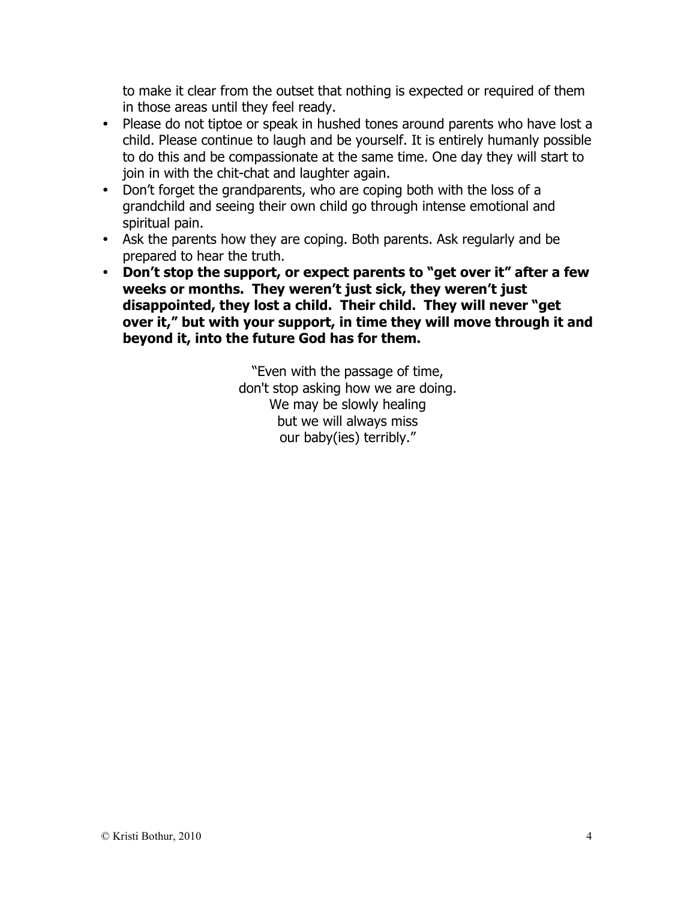to make it clear from the outset that nothing is expected or required of them in those areas until they feel ready.

- Please do not tiptoe or speak in hushed tones around parents who have lost a child. Please continue to laugh and be yourself. It is entirely humanly possible to do this and be compassionate at the same time. One day they will start to join in with the chit-chat and laughter again.
- Don't forget the grandparents, who are coping both with the loss of a grandchild and seeing their own child go through intense emotional and spiritual pain.
- Ask the parents how they are coping. Both parents. Ask regularly and be prepared to hear the truth.
- **Don't stop the support, or expect parents to "get over it" after a few weeks or months. They weren't just sick, they weren't just disappointed, they lost a child. Their child. They will never "get over it," but with your support, in time they will move through it and beyond it, into the future God has for them.**

"Even with the passage of time,
don't stop asking how we are doing.
We may be slowly healing
but we will always miss
our baby(ies) terribly."

© Kristi Bothur, 2010